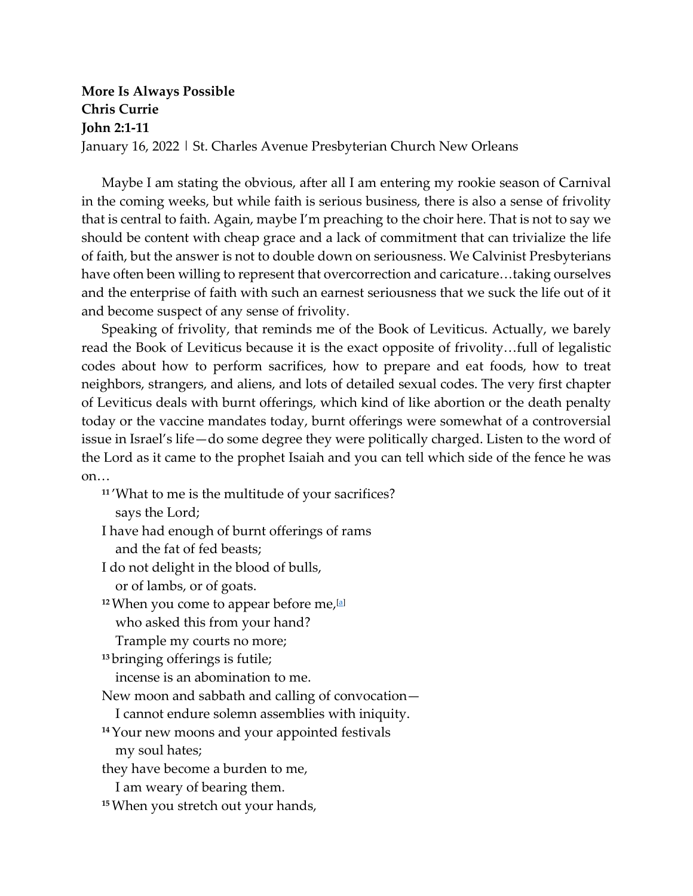**More Is Always Possible**
**Chris Currie**
**John 2:1-11**
January 16, 2022 | St. Charles Avenue Presbyterian Church New Orleans

Maybe I am stating the obvious, after all I am entering my rookie season of Carnival in the coming weeks, but while faith is serious business, there is also a sense of frivolity that is central to faith. Again, maybe I'm preaching to the choir here. That is not to say we should be content with cheap grace and a lack of commitment that can trivialize the life of faith, but the answer is not to double down on seriousness. We Calvinist Presbyterians have often been willing to represent that overcorrection and caricature…taking ourselves and the enterprise of faith with such an earnest seriousness that we suck the life out of it and become suspect of any sense of frivolity.

Speaking of frivolity, that reminds me of the Book of Leviticus. Actually, we barely read the Book of Leviticus because it is the exact opposite of frivolity…full of legalistic codes about how to perform sacrifices, how to prepare and eat foods, how to treat neighbors, strangers, and aliens, and lots of detailed sexual codes. The very first chapter of Leviticus deals with burnt offerings, which kind of like abortion or the death penalty today or the vaccine mandates today, burnt offerings were somewhat of a controversial issue in Israel's life—do some degree they were politically charged. Listen to the word of the Lord as it came to the prophet Isaiah and you can tell which side of the fence he was on…

[11] 'What to me is the multitude of your sacrifices?
says the Lord;
I have had enough of burnt offerings of rams
and the fat of fed beasts;
I do not delight in the blood of bulls,
or of lambs, or of goats.
[12] When you come to appear before me,[a]
who asked this from your hand?
Trample my courts no more;
[13] bringing offerings is futile;
incense is an abomination to me.
New moon and sabbath and calling of convocation—
I cannot endure solemn assemblies with iniquity.
[14] Your new moons and your appointed festivals
my soul hates;
they have become a burden to me,
I am weary of bearing them.
[15] When you stretch out your hands,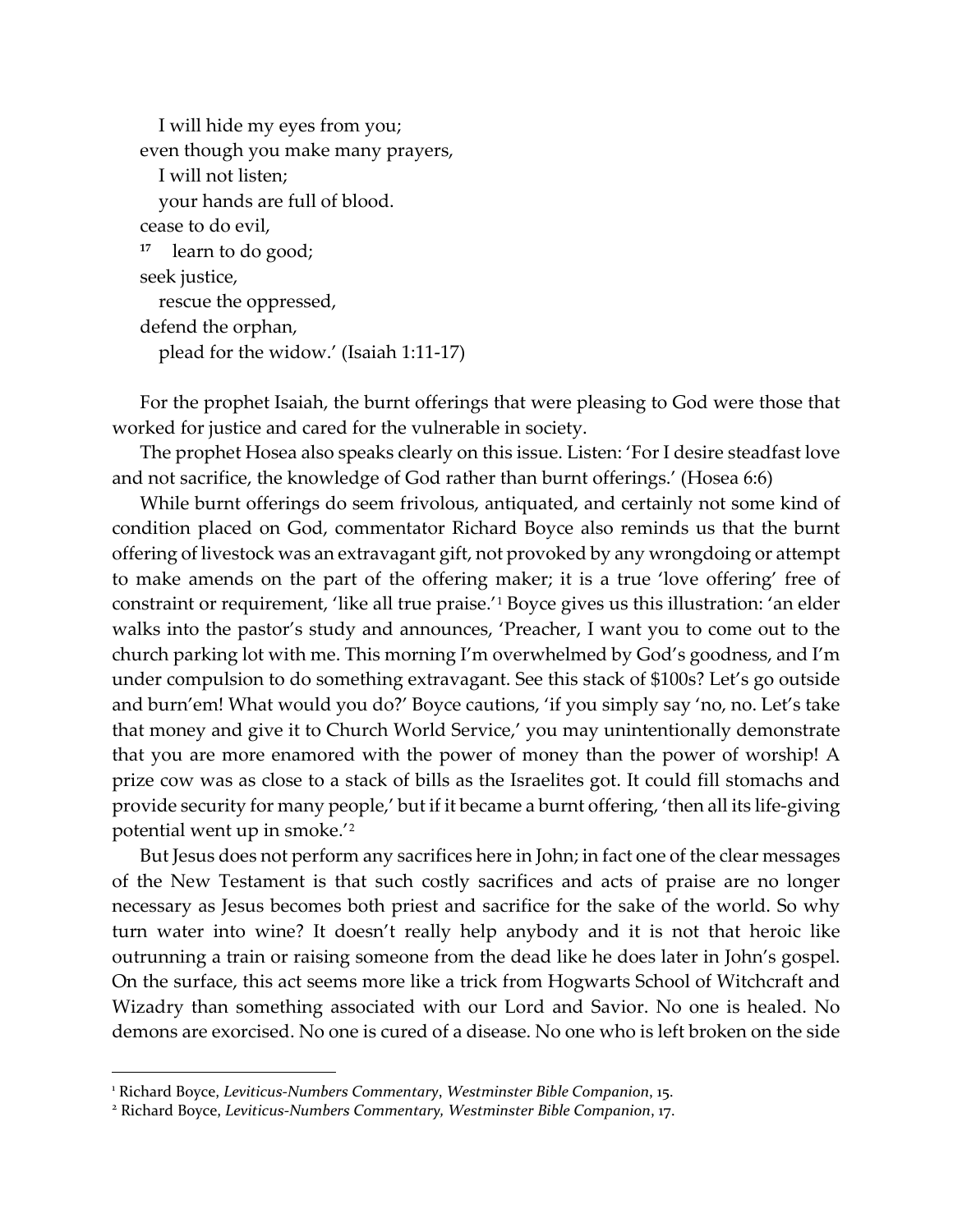I will hide my eyes from you;  
even though you make many prayers,  
I will not listen;  
your hands are full of blood.  
cease to do evil,  
17 learn to do good;  
seek justice,  
rescue the oppressed,  
defend the orphan,  
plead for the widow.' (Isaiah 1:11-17)

For the prophet Isaiah, the burnt offerings that were pleasing to God were those that worked for justice and cared for the vulnerable in society.

The prophet Hosea also speaks clearly on this issue. Listen: 'For I desire steadfast love and not sacrifice, the knowledge of God rather than burnt offerings.' (Hosea 6:6)

While burnt offerings do seem frivolous, antiquated, and certainly not some kind of condition placed on God, commentator Richard Boyce also reminds us that the burnt offering of livestock was an extravagant gift, not provoked by any wrongdoing or attempt to make amends on the part of the offering maker; it is a true 'love offering' free of constraint or requirement, 'like all true praise.'[1] Boyce gives us this illustration: 'an elder walks into the pastor's study and announces, 'Preacher, I want you to come out to the church parking lot with me. This morning I'm overwhelmed by God's goodness, and I'm under compulsion to do something extravagant. See this stack of $100s? Let's go outside and burn'em! What would you do?' Boyce cautions, 'if you simply say 'no, no. Let's take that money and give it to Church World Service,' you may unintentionally demonstrate that you are more enamored with the power of money than the power of worship! A prize cow was as close to a stack of bills as the Israelites got. It could fill stomachs and provide security for many people,' but if it became a burnt offering, 'then all its life-giving potential went up in smoke.'[2]

But Jesus does not perform any sacrifices here in John; in fact one of the clear messages of the New Testament is that such costly sacrifices and acts of praise are no longer necessary as Jesus becomes both priest and sacrifice for the sake of the world. So why turn water into wine? It doesn't really help anybody and it is not that heroic like outrunning a train or raising someone from the dead like he does later in John's gospel. On the surface, this act seems more like a trick from Hogwarts School of Witchcraft and Wizadry than something associated with our Lord and Savior. No one is healed. No demons are exorcised. No one is cured of a disease. No one who is left broken on the side

---

[1] Richard Boyce, *Leviticus-Numbers Commentary*, *Westminster Bible Companion*, 15.

[2] Richard Boyce, *Leviticus-Numbers Commentary, Westminster Bible Companion*, 17.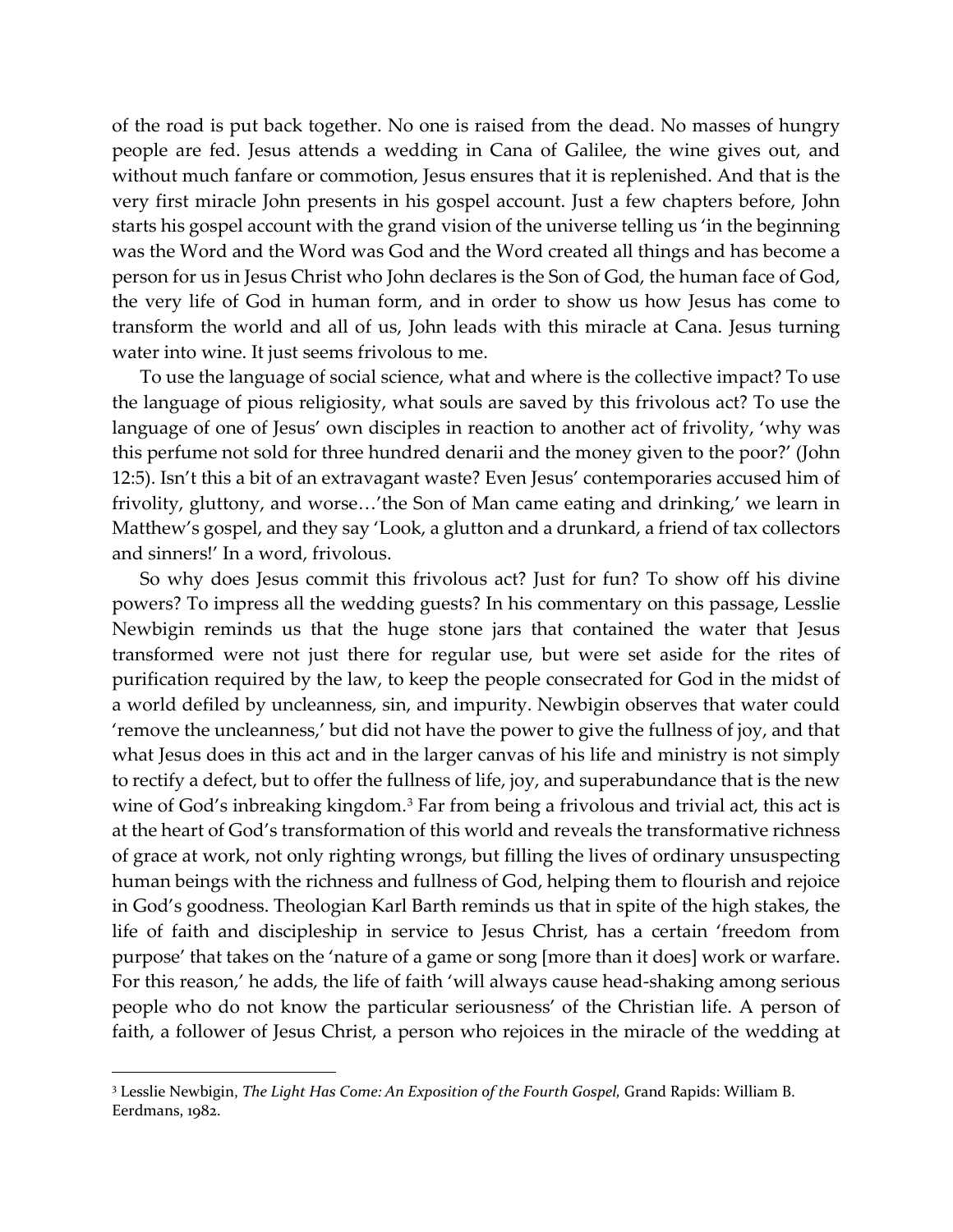of the road is put back together. No one is raised from the dead. No masses of hungry people are fed. Jesus attends a wedding in Cana of Galilee, the wine gives out, and without much fanfare or commotion, Jesus ensures that it is replenished. And that is the very first miracle John presents in his gospel account. Just a few chapters before, John starts his gospel account with the grand vision of the universe telling us 'in the beginning was the Word and the Word was God and the Word created all things and has become a person for us in Jesus Christ who John declares is the Son of God, the human face of God, the very life of God in human form, and in order to show us how Jesus has come to transform the world and all of us, John leads with this miracle at Cana. Jesus turning water into wine. It just seems frivolous to me.

To use the language of social science, what and where is the collective impact? To use the language of pious religiosity, what souls are saved by this frivolous act? To use the language of one of Jesus' own disciples in reaction to another act of frivolity, 'why was this perfume not sold for three hundred denarii and the money given to the poor?' (John 12:5). Isn't this a bit of an extravagant waste? Even Jesus' contemporaries accused him of frivolity, gluttony, and worse…'the Son of Man came eating and drinking,' we learn in Matthew's gospel, and they say 'Look, a glutton and a drunkard, a friend of tax collectors and sinners!' In a word, frivolous.

So why does Jesus commit this frivolous act? Just for fun? To show off his divine powers? To impress all the wedding guests? In his commentary on this passage, Lesslie Newbigin reminds us that the huge stone jars that contained the water that Jesus transformed were not just there for regular use, but were set aside for the rites of purification required by the law, to keep the people consecrated for God in the midst of a world defiled by uncleanness, sin, and impurity. Newbigin observes that water could 'remove the uncleanness,' but did not have the power to give the fullness of joy, and that what Jesus does in this act and in the larger canvas of his life and ministry is not simply to rectify a defect, but to offer the fullness of life, joy, and superabundance that is the new wine of God's inbreaking kingdom.[3] Far from being a frivolous and trivial act, this act is at the heart of God's transformation of this world and reveals the transformative richness of grace at work, not only righting wrongs, but filling the lives of ordinary unsuspecting human beings with the richness and fullness of God, helping them to flourish and rejoice in God's goodness. Theologian Karl Barth reminds us that in spite of the high stakes, the life of faith and discipleship in service to Jesus Christ, has a certain 'freedom from purpose' that takes on the 'nature of a game or song [more than it does] work or warfare. For this reason,' he adds, the life of faith 'will always cause head-shaking among serious people who do not know the particular seriousness' of the Christian life. A person of faith, a follower of Jesus Christ, a person who rejoices in the miracle of the wedding at

---

[3] Lesslie Newbigin, *The Light Has Come: An Exposition of the Fourth Gospel*, Grand Rapids: William B. Eerdmans, 1982.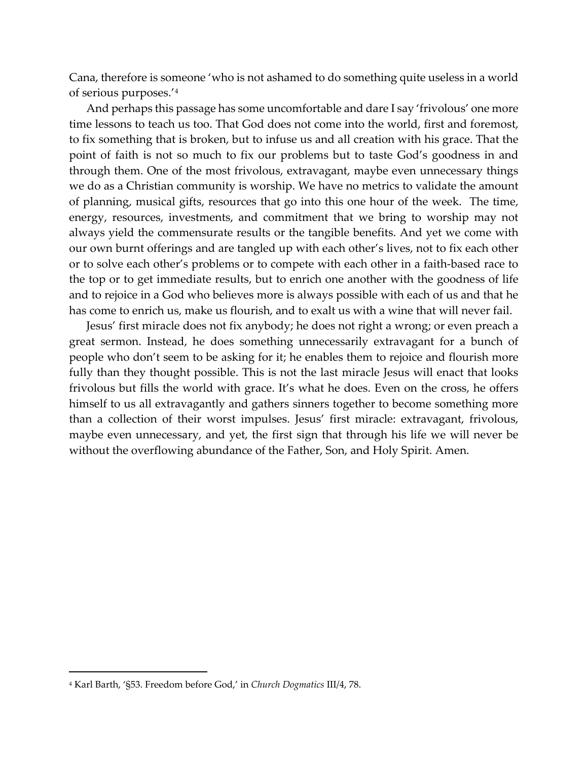Cana, therefore is someone 'who is not ashamed to do something quite useless in a world of serious purposes.'[4]

And perhaps this passage has some uncomfortable and dare I say 'frivolous' one more time lessons to teach us too. That God does not come into the world, first and foremost, to fix something that is broken, but to infuse us and all creation with his grace. That the point of faith is not so much to fix our problems but to taste God's goodness in and through them. One of the most frivolous, extravagant, maybe even unnecessary things we do as a Christian community is worship. We have no metrics to validate the amount of planning, musical gifts, resources that go into this one hour of the week. The time, energy, resources, investments, and commitment that we bring to worship may not always yield the commensurate results or the tangible benefits. And yet we come with our own burnt offerings and are tangled up with each other's lives, not to fix each other or to solve each other's problems or to compete with each other in a faith-based race to the top or to get immediate results, but to enrich one another with the goodness of life and to rejoice in a God who believes more is always possible with each of us and that he has come to enrich us, make us flourish, and to exalt us with a wine that will never fail.

Jesus' first miracle does not fix anybody; he does not right a wrong; or even preach a great sermon. Instead, he does something unnecessarily extravagant for a bunch of people who don't seem to be asking for it; he enables them to rejoice and flourish more fully than they thought possible. This is not the last miracle Jesus will enact that looks frivolous but fills the world with grace. It's what he does. Even on the cross, he offers himself to us all extravagantly and gathers sinners together to become something more than a collection of their worst impulses. Jesus' first miracle: extravagant, frivolous, maybe even unnecessary, and yet, the first sign that through his life we will never be without the overflowing abundance of the Father, Son, and Holy Spirit. Amen.

---

[4] Karl Barth, '§53. Freedom before God,' in *Church Dogmatics* III/4, 78.